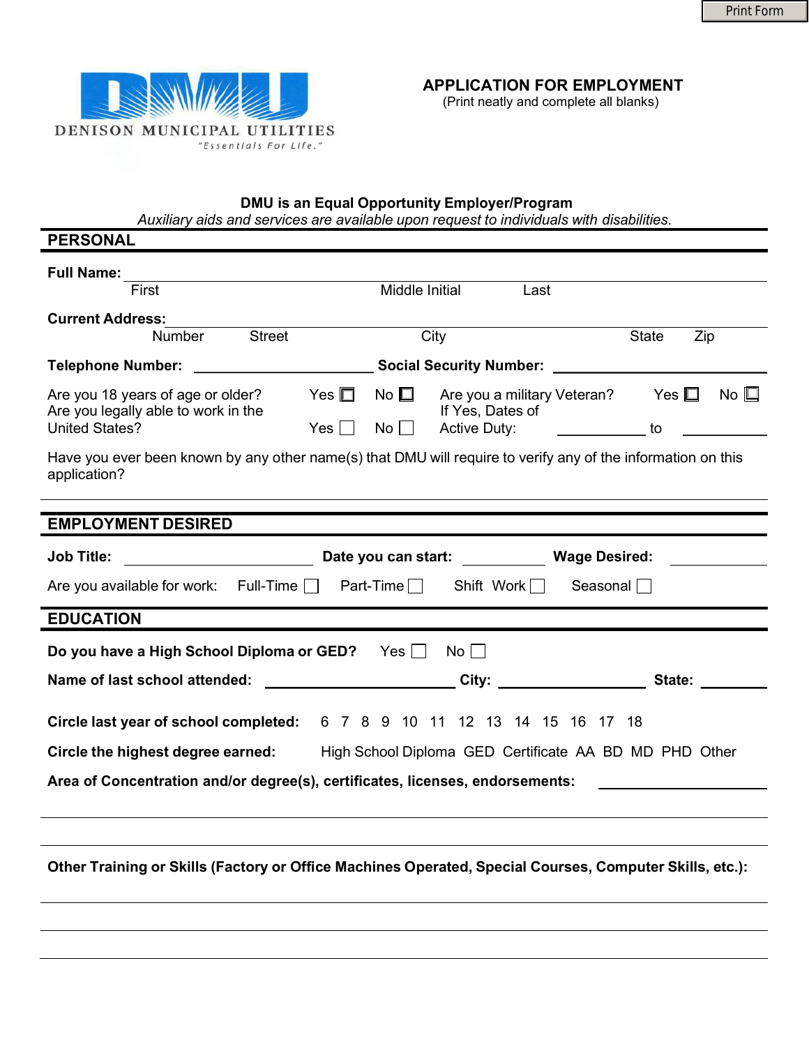Print Form

DENISON MUNICIPAL UTILITIES

*"Essentials For Life."*

# APPLICATION FOR EMPLOYMENT

(Print neatly and complete all blanks)

**DMU is an Equal Opportunity Employer/Program**

*Auxiliary aids and services are available upon request to individuals with disabilities.*

## PERSONAL

**Full Name:** ______________________________________________

First          Middle Initial          Last

**Current Address:** ______________________________________________

Number     Street     City     State     Zip

**Telephone Number:** ______________________ **Social Security Number:** ______________________

Are you 18 years of age or older? Yes ☐ No ☐

Are you legally able to work in the United States? Yes ☐ No ☐

Are you a military Veteran? Yes ☐ No ☐

If Yes, Dates of Active Duty: ___________ to ___________

Have you ever been known by any other name(s) that DMU will require to verify any of the information on this application?

______________________________________________

## EMPLOYMENT DESIRED

**Job Title:** ____________________ **Date you can start:** ___________ **Wage Desired:** ___________

Are you available for work: Full-Time ☐ Part-Time ☐ Shift Work ☐ Seasonal ☐

## EDUCATION

**Do you have a High School Diploma or GED?** Yes ☐ No ☐

**Name of last school attended:** ____________________ **City:** ________________ **State:** ________

**Circle last year of school completed:** 6 7 8 9 10 11 12 13 14 15 16 17 18

**Circle the highest degree earned:** High School Diploma GED Certificate AA BD MD PHD Other

**Area of Concentration and/or degree(s), certificates, licenses, endorsements:** ____________________

______________________________________________

______________________________________________

**Other Training or Skills (Factory or Office Machines Operated, Special Courses, Computer Skills, etc.):**

______________________________________________

______________________________________________

______________________________________________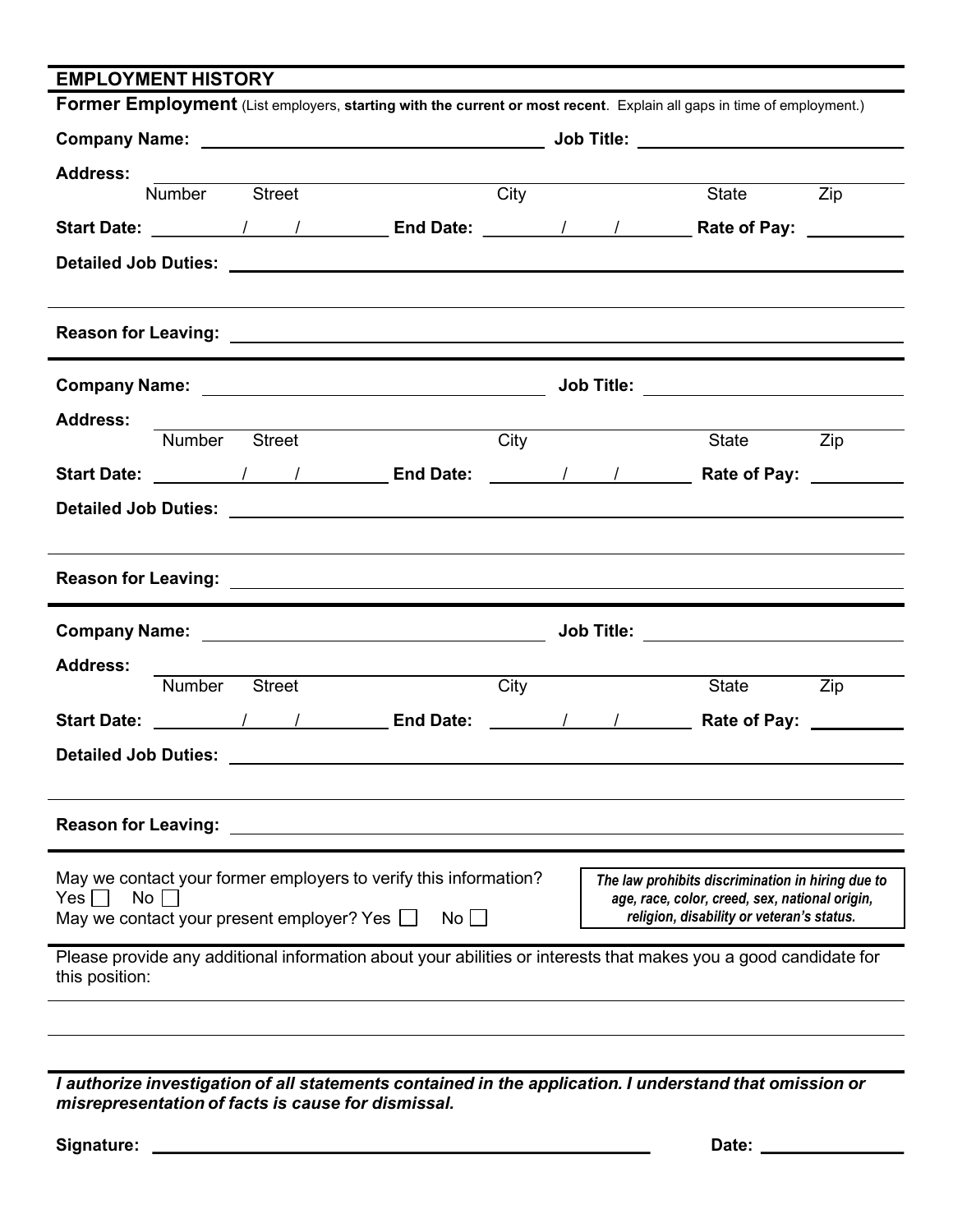## EMPLOYMENT HISTORY

**Former Employment** (List employers, **starting with the current or most recent**. Explain all gaps in time of employment.)

**Company Name:** ______________________ **Job Title:** ______________________

**Address:** ______________________
Number Street City State Zip

**Start Date:** ____/____/____ **End Date:** ____/____/____ **Rate of Pay:** ________

**Detailed Job Duties:** ______________________

**Reason for Leaving:** ______________________

---

**Company Name:** ______________________ **Job Title:** ______________________

**Address:** ______________________
Number Street City State Zip

**Start Date:** ____/____/____ **End Date:** ____/____/____ **Rate of Pay:** ________

**Detailed Job Duties:** ______________________

**Reason for Leaving:** ______________________

---

**Company Name:** ______________________ **Job Title:** ______________________

**Address:** ______________________
Number Street City State Zip

**Start Date:** ____/____/____ **End Date:** ____/____/____ **Rate of Pay:** ________

**Detailed Job Duties:** ______________________

**Reason for Leaving:** ______________________

---

May we contact your former employers to verify this information?
Yes ☐ No ☐
May we contact your present employer? Yes ☐ No ☐

***The law prohibits discrimination in hiring due to age, race, color, creed, sex, national origin, religion, disability or veteran's status.***

Please provide any additional information about your abilities or interests that makes you a good candidate for this position:

______________________

***I authorize investigation of all statements contained in the application. I understand that omission or misrepresentation of facts is cause for dismissal.***

**Signature:** ______________________ **Date:** ______________